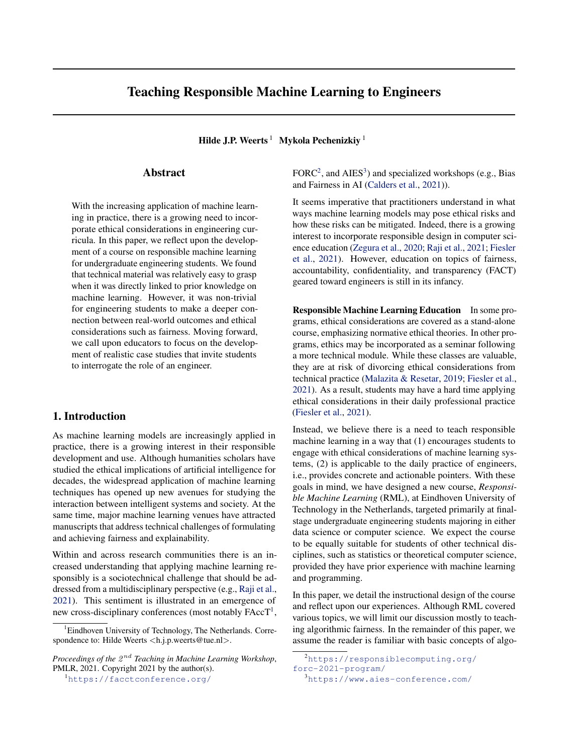# Teaching Responsible Machine Learning to Engineers

**Hilde J.P. Weerts** [1] **Mykola Pechenizkiy** [1]

## Abstract

With the increasing application of machine learning in practice, there is a growing need to incorporate ethical considerations in engineering curricula. In this paper, we reflect upon the development of a course on responsible machine learning for undergraduate engineering students. We found that technical material was relatively easy to grasp when it was directly linked to prior knowledge on machine learning. However, it was non-trivial for engineering students to make a deeper connection between real-world outcomes and ethical considerations such as fairness. Moving forward, we call upon educators to focus on the development of realistic case studies that invite students to interrogate the role of an engineer.

## 1. Introduction

As machine learning models are increasingly applied in practice, there is a growing interest in their responsible development and use. Although humanities scholars have studied the ethical implications of artificial intelligence for decades, the widespread application of machine learning techniques has opened up new avenues for studying the interaction between intelligent systems and society. At the same time, major machine learning venues have attracted manuscripts that address technical challenges of formulating and achieving fairness and explainability.

Within and across research communities there is an increased understanding that applying machine learning responsibly is a sociotechnical challenge that should be addressed from a multidisciplinary perspective (e.g., Raji et al., 2021). This sentiment is illustrated in an emergence of new cross-disciplinary conferences (most notably FAccT[1], FORC[2], and AIES[3]) and specialized workshops (e.g., Bias and Fairness in AI (Calders et al., 2021)).

It seems imperative that practitioners understand in what ways machine learning models may pose ethical risks and how these risks can be mitigated. Indeed, there is a growing interest to incorporate responsible design in computer science education (Zegura et al., 2020; Raji et al., 2021; Fiesler et al., 2021). However, education on topics of fairness, accountability, confidentiality, and transparency (FACT) geared toward engineers is still in its infancy.

**Responsible Machine Learning Education** In some programs, ethical considerations are covered as a stand-alone course, emphasizing normative ethical theories. In other programs, ethics may be incorporated as a seminar following a more technical module. While these classes are valuable, they are at risk of divorcing ethical considerations from technical practice (Malazita & Resetar, 2019; Fiesler et al., 2021). As a result, students may have a hard time applying ethical considerations in their daily professional practice (Fiesler et al., 2021).

Instead, we believe there is a need to teach responsible machine learning in a way that (1) encourages students to engage with ethical considerations of machine learning systems, (2) is applicable to the daily practice of engineers, i.e., provides concrete and actionable pointers. With these goals in mind, we have designed a new course, *Responsible Machine Learning* (RML), at Eindhoven University of Technology in the Netherlands, targeted primarily at final-stage undergraduate engineering students majoring in either data science or computer science. We expect the course to be equally suitable for students of other technical disciplines, such as statistics or theoretical computer science, provided they have prior experience with machine learning and programming.

In this paper, we detail the instructional design of the course and reflect upon our experiences. Although RML covered various topics, we will limit our discussion mostly to teaching algorithmic fairness. In the remainder of this paper, we assume the reader is familiar with basic concepts of algo-

[1] Eindhoven University of Technology, The Netherlands. Correspondence to: Hilde Weerts <h.j.p.weerts@tue.nl>.

*Proceedings of the $2^{nd}$ Teaching in Machine Learning Workshop*, PMLR, 2021. Copyright 2021 by the author(s).

[1] https://facctconference.org/

[2] https://responsiblecomputing.org/forc-2021-program/

[3] https://www.aies-conference.com/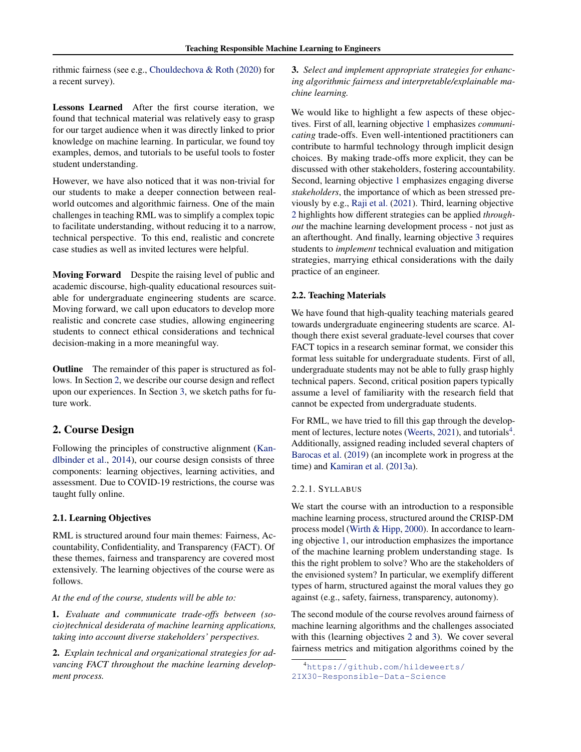rithmic fairness (see e.g., Chouldechova & Roth (2020) for a recent survey).

**Lessons Learned** After the first course iteration, we found that technical material was relatively easy to grasp for our target audience when it was directly linked to prior knowledge on machine learning. In particular, we found toy examples, demos, and tutorials to be useful tools to foster student understanding.

However, we have also noticed that it was non-trivial for our students to make a deeper connection between real-world outcomes and algorithmic fairness. One of the main challenges in teaching RML was to simplify a complex topic to facilitate understanding, without reducing it to a narrow, technical perspective. To this end, realistic and concrete case studies as well as invited lectures were helpful.

**Moving Forward** Despite the raising level of public and academic discourse, high-quality educational resources suitable for undergraduate engineering students are scarce. Moving forward, we call upon educators to develop more realistic and concrete case studies, allowing engineering students to connect ethical considerations and technical decision-making in a more meaningful way.

**Outline** The remainder of this paper is structured as follows. In Section 2, we describe our course design and reflect upon our experiences. In Section 3, we sketch paths for future work.

## 2. Course Design

Following the principles of constructive alignment (Kandlbinder et al., 2014), our course design consists of three components: learning objectives, learning activities, and assessment. Due to COVID-19 restrictions, the course was taught fully online.

### 2.1. Learning Objectives

RML is structured around four main themes: Fairness, Accountability, Confidentiality, and Transparency (FACT). Of these themes, fairness and transparency are covered most extensively. The learning objectives of the course were as follows.

*At the end of the course, students will be able to:*

**1.** *Evaluate and communicate trade-offs between (socio)technical desiderata of machine learning applications, taking into account diverse stakeholders' perspectives.*

**2.** *Explain technical and organizational strategies for advancing FACT throughout the machine learning development process.*

**3.** *Select and implement appropriate strategies for enhancing algorithmic fairness and interpretable/explainable machine learning.*

We would like to highlight a few aspects of these objectives. First of all, learning objective 1 emphasizes *communicating* trade-offs. Even well-intentioned practitioners can contribute to harmful technology through implicit design choices. By making trade-offs more explicit, they can be discussed with other stakeholders, fostering accountability. Second, learning objective 1 emphasizes engaging diverse *stakeholders*, the importance of which as been stressed previously by e.g., Raji et al. (2021). Third, learning objective 2 highlights how different strategies can be applied *throughout* the machine learning development process - not just as an afterthought. And finally, learning objective 3 requires students to *implement* technical evaluation and mitigation strategies, marrying ethical considerations with the daily practice of an engineer.

### 2.2. Teaching Materials

We have found that high-quality teaching materials geared towards undergraduate engineering students are scarce. Although there exist several graduate-level courses that cover FACT topics in a research seminar format, we consider this format less suitable for undergraduate students. First of all, undergraduate students may not be able to fully grasp highly technical papers. Second, critical position papers typically assume a level of familiarity with the research field that cannot be expected from undergraduate students.

For RML, we have tried to fill this gap through the development of lectures, lecture notes (Weerts, 2021), and tutorials[4]. Additionally, assigned reading included several chapters of Barocas et al. (2019) (an incomplete work in progress at the time) and Kamiran et al. (2013a).

#### 2.2.1. Syllabus

We start the course with an introduction to a responsible machine learning process, structured around the CRISP-DM process model (Wirth & Hipp, 2000). In accordance to learning objective 1, our introduction emphasizes the importance of the machine learning problem understanding stage. Is this the right problem to solve? Who are the stakeholders of the envisioned system? In particular, we exemplify different types of harm, structured against the moral values they go against (e.g., safety, fairness, transparency, autonomy).

The second module of the course revolves around fairness of machine learning algorithms and the challenges associated with this (learning objectives 2 and 3). We cover several fairness metrics and mitigation algorithms coined by the

[4] https://github.com/hildeweerts/2IX30-Responsible-Data-Science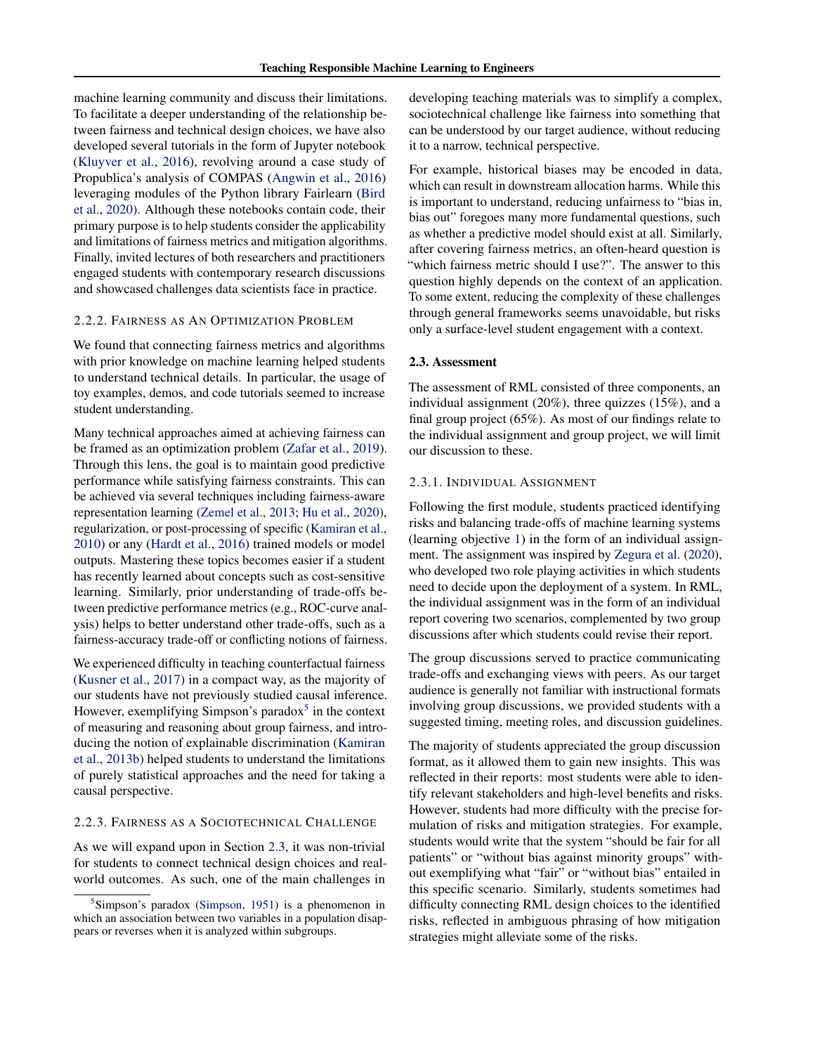machine learning community and discuss their limitations. To facilitate a deeper understanding of the relationship between fairness and technical design choices, we have also developed several tutorials in the form of Jupyter notebook (Kluyver et al., 2016), revolving around a case study of Propublica's analysis of COMPAS (Angwin et al., 2016) leveraging modules of the Python library Fairlearn (Bird et al., 2020). Although these notebooks contain code, their primary purpose is to help students consider the applicability and limitations of fairness metrics and mitigation algorithms. Finally, invited lectures of both researchers and practitioners engaged students with contemporary research discussions and showcased challenges data scientists face in practice.

#### 2.2.2. Fairness as an Optimization Problem

We found that connecting fairness metrics and algorithms with prior knowledge on machine learning helped students to understand technical details. In particular, the usage of toy examples, demos, and code tutorials seemed to increase student understanding.

Many technical approaches aimed at achieving fairness can be framed as an optimization problem (Zafar et al., 2019). Through this lens, the goal is to maintain good predictive performance while satisfying fairness constraints. This can be achieved via several techniques including fairness-aware representation learning (Zemel et al., 2013; Hu et al., 2020), regularization, or post-processing of specific (Kamiran et al., 2010) or any (Hardt et al., 2016) trained models or model outputs. Mastering these topics becomes easier if a student has recently learned about concepts such as cost-sensitive learning. Similarly, prior understanding of trade-offs between predictive performance metrics (e.g., ROC-curve analysis) helps to better understand other trade-offs, such as a fairness-accuracy trade-off or conflicting notions of fairness.

We experienced difficulty in teaching counterfactual fairness (Kusner et al., 2017) in a compact way, as the majority of our students have not previously studied causal inference. However, exemplifying Simpson's paradox[5] in the context of measuring and reasoning about group fairness, and introducing the notion of explainable discrimination (Kamiran et al., 2013b) helped students to understand the limitations of purely statistical approaches and the need for taking a causal perspective.

#### 2.2.3. Fairness as a Sociotechnical Challenge

As we will expand upon in Section 2.3, it was non-trivial for students to connect technical design choices and real-world outcomes. As such, one of the main challenges in developing teaching materials was to simplify a complex, sociotechnical challenge like fairness into something that can be understood by our target audience, without reducing it to a narrow, technical perspective.

For example, historical biases may be encoded in data, which can result in downstream allocation harms. While this is important to understand, reducing unfairness to "bias in, bias out" foregoes many more fundamental questions, such as whether a predictive model should exist at all. Similarly, after covering fairness metrics, an often-heard question is "which fairness metric should I use?". The answer to this question highly depends on the context of an application. To some extent, reducing the complexity of these challenges through general frameworks seems unavoidable, but risks only a surface-level student engagement with a context.

### 2.3. Assessment

The assessment of RML consisted of three components, an individual assignment (20%), three quizzes (15%), and a final group project (65%). As most of our findings relate to the individual assignment and group project, we will limit our discussion to these.

#### 2.3.1. Individual Assignment

Following the first module, students practiced identifying risks and balancing trade-offs of machine learning systems (learning objective 1) in the form of an individual assignment. The assignment was inspired by Zegura et al. (2020), who developed two role playing activities in which students need to decide upon the deployment of a system. In RML, the individual assignment was in the form of an individual report covering two scenarios, complemented by two group discussions after which students could revise their report.

The group discussions served to practice communicating trade-offs and exchanging views with peers. As our target audience is generally not familiar with instructional formats involving group discussions, we provided students with a suggested timing, meeting roles, and discussion guidelines.

The majority of students appreciated the group discussion format, as it allowed them to gain new insights. This was reflected in their reports: most students were able to identify relevant stakeholders and high-level benefits and risks. However, students had more difficulty with the precise formulation of risks and mitigation strategies. For example, students would write that the system "should be fair for all patients" or "without bias against minority groups" without exemplifying what "fair" or "without bias" entailed in this specific scenario. Similarly, students sometimes had difficulty connecting RML design choices to the identified risks, reflected in ambiguous phrasing of how mitigation strategies might alleviate some of the risks.

---

[5] Simpson's paradox (Simpson, 1951) is a phenomenon in which an association between two variables in a population disappears or reverses when it is analyzed within subgroups.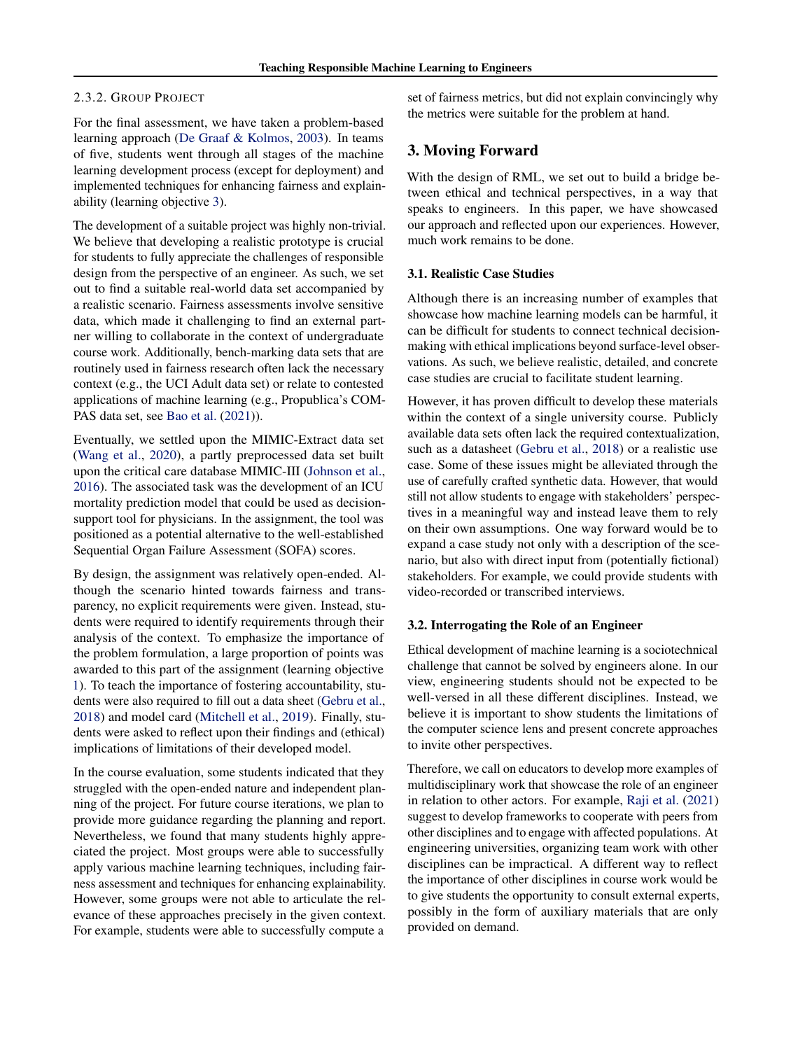#### 2.3.2. Group Project

For the final assessment, we have taken a problem-based learning approach (De Graaf & Kolmos, 2003). In teams of five, students went through all stages of the machine learning development process (except for deployment) and implemented techniques for enhancing fairness and explainability (learning objective 3).

The development of a suitable project was highly non-trivial. We believe that developing a realistic prototype is crucial for students to fully appreciate the challenges of responsible design from the perspective of an engineer. As such, we set out to find a suitable real-world data set accompanied by a realistic scenario. Fairness assessments involve sensitive data, which made it challenging to find an external partner willing to collaborate in the context of undergraduate course work. Additionally, bench-marking data sets that are routinely used in fairness research often lack the necessary context (e.g., the UCI Adult data set) or relate to contested applications of machine learning (e.g., Propublica's COMPAS data set, see Bao et al. (2021)).

Eventually, we settled upon the MIMIC-Extract data set (Wang et al., 2020), a partly preprocessed data set built upon the critical care database MIMIC-III (Johnson et al., 2016). The associated task was the development of an ICU mortality prediction model that could be used as decision-support tool for physicians. In the assignment, the tool was positioned as a potential alternative to the well-established Sequential Organ Failure Assessment (SOFA) scores.

By design, the assignment was relatively open-ended. Although the scenario hinted towards fairness and transparency, no explicit requirements were given. Instead, students were required to identify requirements through their analysis of the context. To emphasize the importance of the problem formulation, a large proportion of points was awarded to this part of the assignment (learning objective 1). To teach the importance of fostering accountability, students were also required to fill out a data sheet (Gebru et al., 2018) and model card (Mitchell et al., 2019). Finally, students were asked to reflect upon their findings and (ethical) implications of limitations of their developed model.

In the course evaluation, some students indicated that they struggled with the open-ended nature and independent planning of the project. For future course iterations, we plan to provide more guidance regarding the planning and report. Nevertheless, we found that many students highly appreciated the project. Most groups were able to successfully apply various machine learning techniques, including fairness assessment and techniques for enhancing explainability. However, some groups were not able to articulate the relevance of these approaches precisely in the given context. For example, students were able to successfully compute a set of fairness metrics, but did not explain convincingly why the metrics were suitable for the problem at hand.

## 3. Moving Forward

With the design of RML, we set out to build a bridge between ethical and technical perspectives, in a way that speaks to engineers. In this paper, we have showcased our approach and reflected upon our experiences. However, much work remains to be done.

### 3.1. Realistic Case Studies

Although there is an increasing number of examples that showcase how machine learning models can be harmful, it can be difficult for students to connect technical decision-making with ethical implications beyond surface-level observations. As such, we believe realistic, detailed, and concrete case studies are crucial to facilitate student learning.

However, it has proven difficult to develop these materials within the context of a single university course. Publicly available data sets often lack the required contextualization, such as a datasheet (Gebru et al., 2018) or a realistic use case. Some of these issues might be alleviated through the use of carefully crafted synthetic data. However, that would still not allow students to engage with stakeholders' perspectives in a meaningful way and instead leave them to rely on their own assumptions. One way forward would be to expand a case study not only with a description of the scenario, but also with direct input from (potentially fictional) stakeholders. For example, we could provide students with video-recorded or transcribed interviews.

### 3.2. Interrogating the Role of an Engineer

Ethical development of machine learning is a sociotechnical challenge that cannot be solved by engineers alone. In our view, engineering students should not be expected to be well-versed in all these different disciplines. Instead, we believe it is important to show students the limitations of the computer science lens and present concrete approaches to invite other perspectives.

Therefore, we call on educators to develop more examples of multidisciplinary work that showcase the role of an engineer in relation to other actors. For example, Raji et al. (2021) suggest to develop frameworks to cooperate with peers from other disciplines and to engage with affected populations. At engineering universities, organizing team work with other disciplines can be impractical. A different way to reflect the importance of other disciplines in course work would be to give students the opportunity to consult external experts, possibly in the form of auxiliary materials that are only provided on demand.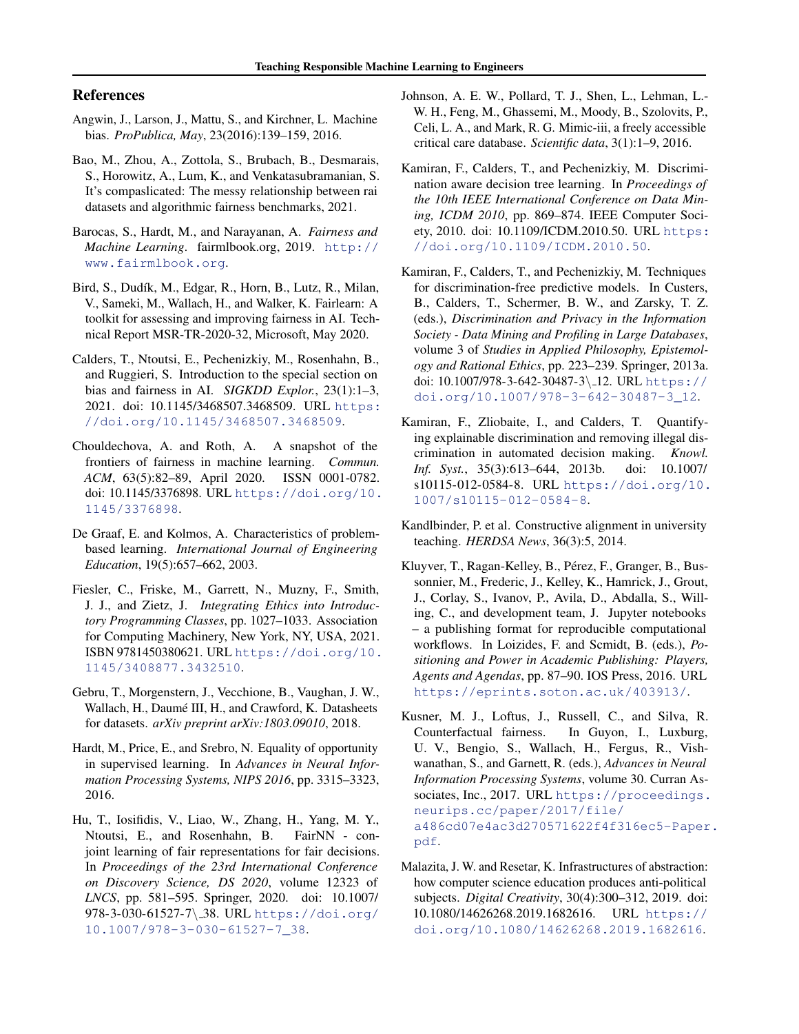## References

Angwin, J., Larson, J., Mattu, S., and Kirchner, L. Machine bias. *ProPublica, May*, 23(2016):139–159, 2016.

Bao, M., Zhou, A., Zottola, S., Brubach, B., Desmarais, S., Horowitz, A., Lum, K., and Venkatasubramanian, S. It's compaslicated: The messy relationship between rai datasets and algorithmic fairness benchmarks, 2021.

Barocas, S., Hardt, M., and Narayanan, A. *Fairness and Machine Learning*. fairmlbook.org, 2019. http://www.fairmlbook.org.

Bird, S., Dudík, M., Edgar, R., Horn, B., Lutz, R., Milan, V., Sameki, M., Wallach, H., and Walker, K. Fairlearn: A toolkit for assessing and improving fairness in AI. Technical Report MSR-TR-2020-32, Microsoft, May 2020.

Calders, T., Ntoutsi, E., Pechenizkiy, M., Rosenhahn, B., and Ruggieri, S. Introduction to the special section on bias and fairness in AI. *SIGKDD Explor.*, 23(1):1–3, 2021. doi: 10.1145/3468507.3468509. URL https://doi.org/10.1145/3468507.3468509.

Chouldechova, A. and Roth, A. A snapshot of the frontiers of fairness in machine learning. *Commun. ACM*, 63(5):82–89, April 2020. ISSN 0001-0782. doi: 10.1145/3376898. URL https://doi.org/10.1145/3376898.

De Graaf, E. and Kolmos, A. Characteristics of problem-based learning. *International Journal of Engineering Education*, 19(5):657–662, 2003.

Fiesler, C., Friske, M., Garrett, N., Muzny, F., Smith, J. J., and Zietz, J. *Integrating Ethics into Introductory Programming Classes*, pp. 1027–1033. Association for Computing Machinery, New York, NY, USA, 2021. ISBN 9781450380621. URL https://doi.org/10.1145/3408877.3432510.

Gebru, T., Morgenstern, J., Vecchione, B., Vaughan, J. W., Wallach, H., Daumé III, H., and Crawford, K. Datasheets for datasets. *arXiv preprint arXiv:1803.09010*, 2018.

Hardt, M., Price, E., and Srebro, N. Equality of opportunity in supervised learning. In *Advances in Neural Information Processing Systems, NIPS 2016*, pp. 3315–3323, 2016.

Hu, T., Iosifidis, V., Liao, W., Zhang, H., Yang, M. Y., Ntoutsi, E., and Rosenhahn, B. FairNN - conjoint learning of fair representations for fair decisions. In *Proceedings of the 23rd International Conference on Discovery Science, DS 2020*, volume 12323 of *LNCS*, pp. 581–595. Springer, 2020. doi: 10.1007/978-3-030-61527-7\_38. URL https://doi.org/10.1007/978-3-030-61527-7_38.

Johnson, A. E. W., Pollard, T. J., Shen, L., Lehman, L.-W. H., Feng, M., Ghassemi, M., Moody, B., Szolovits, P., Celi, L. A., and Mark, R. G. Mimic-iii, a freely accessible critical care database. *Scientific data*, 3(1):1–9, 2016.

Kamiran, F., Calders, T., and Pechenizkiy, M. Discrimination aware decision tree learning. In *Proceedings of the 10th IEEE International Conference on Data Mining, ICDM 2010*, pp. 869–874. IEEE Computer Society, 2010. doi: 10.1109/ICDM.2010.50. URL https://doi.org/10.1109/ICDM.2010.50.

Kamiran, F., Calders, T., and Pechenizkiy, M. Techniques for discrimination-free predictive models. In Custers, B., Calders, T., Schermer, B. W., and Zarsky, T. Z. (eds.), *Discrimination and Privacy in the Information Society - Data Mining and Profiling in Large Databases*, volume 3 of *Studies in Applied Philosophy, Epistemology and Rational Ethics*, pp. 223–239. Springer, 2013a. doi: 10.1007/978-3-642-30487-3\_12. URL https://doi.org/10.1007/978-3-642-30487-3_12.

Kamiran, F., Zliobaite, I., and Calders, T. Quantifying explainable discrimination and removing illegal discrimination in automated decision making. *Knowl. Inf. Syst.*, 35(3):613–644, 2013b. doi: 10.1007/s10115-012-0584-8. URL https://doi.org/10.1007/s10115-012-0584-8.

Kandlbinder, P. et al. Constructive alignment in university teaching. *HERDSA News*, 36(3):5, 2014.

Kluyver, T., Ragan-Kelley, B., Pérez, F., Granger, B., Bussonnier, M., Frederic, J., Kelley, K., Hamrick, J., Grout, J., Corlay, S., Ivanov, P., Avila, D., Abdalla, S., Willing, C., and development team, J. Jupyter notebooks – a publishing format for reproducible computational workflows. In Loizides, F. and Scmidt, B. (eds.), *Positioning and Power in Academic Publishing: Players, Agents and Agendas*, pp. 87–90. IOS Press, 2016. URL https://eprints.soton.ac.uk/403913/.

Kusner, M. J., Loftus, J., Russell, C., and Silva, R. Counterfactual fairness. In Guyon, I., Luxburg, U. V., Bengio, S., Wallach, H., Fergus, R., Vishwanathan, S., and Garnett, R. (eds.), *Advances in Neural Information Processing Systems*, volume 30. Curran Associates, Inc., 2017. URL https://proceedings.neurips.cc/paper/2017/file/a486cd07e4ac3d270571622f4f316ec5-Paper.pdf.

Malazita, J. W. and Resetar, K. Infrastructures of abstraction: how computer science education produces anti-political subjects. *Digital Creativity*, 30(4):300–312, 2019. doi: 10.1080/14626268.2019.1682616. URL https://doi.org/10.1080/14626268.2019.1682616.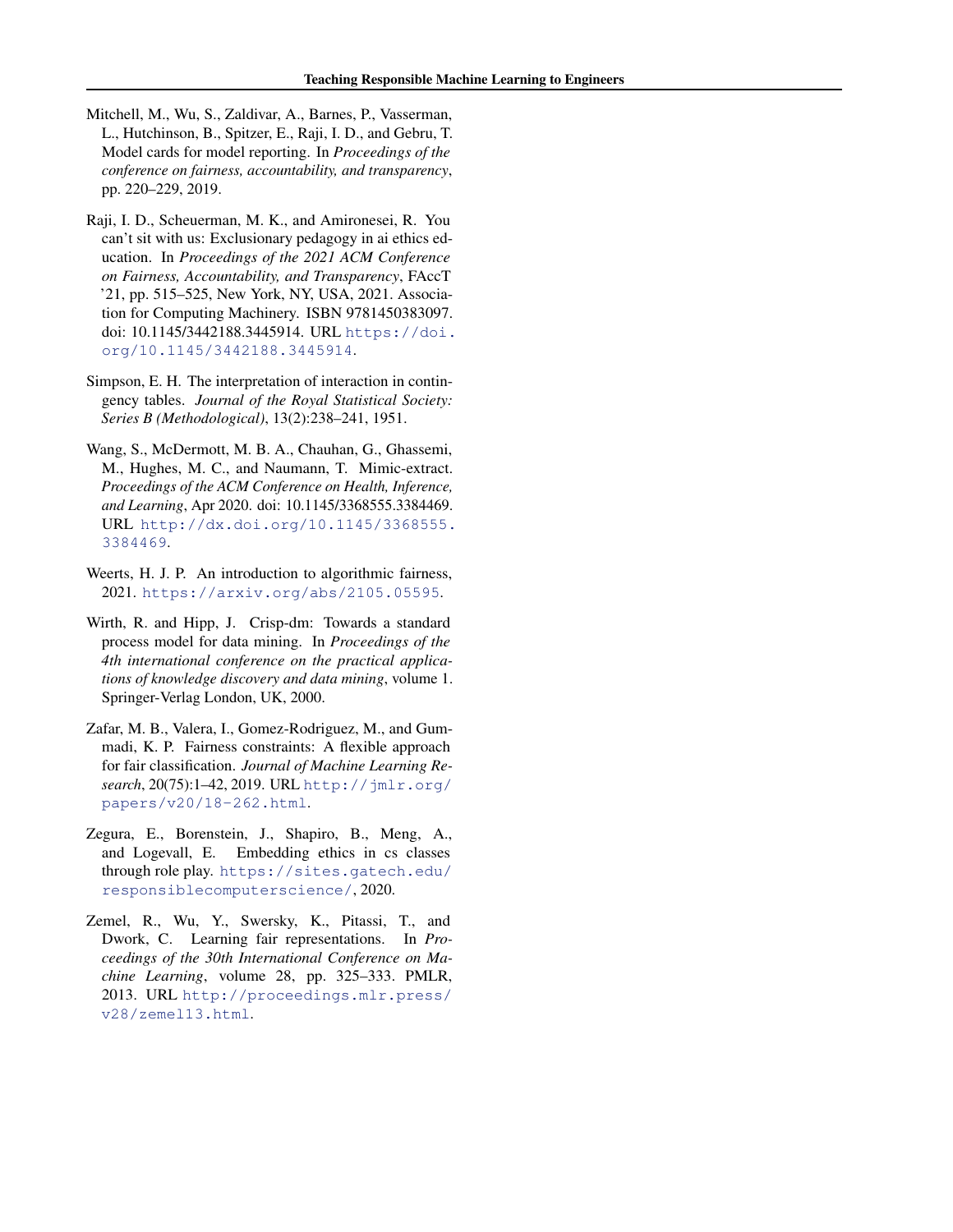Mitchell, M., Wu, S., Zaldivar, A., Barnes, P., Vasserman, L., Hutchinson, B., Spitzer, E., Raji, I. D., and Gebru, T. Model cards for model reporting. In *Proceedings of the conference on fairness, accountability, and transparency*, pp. 220–229, 2019.

Raji, I. D., Scheuerman, M. K., and Amironesei, R. You can't sit with us: Exclusionary pedagogy in ai ethics education. In *Proceedings of the 2021 ACM Conference on Fairness, Accountability, and Transparency*, FAccT '21, pp. 515–525, New York, NY, USA, 2021. Association for Computing Machinery. ISBN 9781450383097. doi: 10.1145/3442188.3445914. URL https://doi.org/10.1145/3442188.3445914.

Simpson, E. H. The interpretation of interaction in contingency tables. *Journal of the Royal Statistical Society: Series B (Methodological)*, 13(2):238–241, 1951.

Wang, S., McDermott, M. B. A., Chauhan, G., Ghassemi, M., Hughes, M. C., and Naumann, T. Mimic-extract. *Proceedings of the ACM Conference on Health, Inference, and Learning*, Apr 2020. doi: 10.1145/3368555.3384469. URL http://dx.doi.org/10.1145/3368555.3384469.

Weerts, H. J. P. An introduction to algorithmic fairness, 2021. https://arxiv.org/abs/2105.05595.

Wirth, R. and Hipp, J. Crisp-dm: Towards a standard process model for data mining. In *Proceedings of the 4th international conference on the practical applications of knowledge discovery and data mining*, volume 1. Springer-Verlag London, UK, 2000.

Zafar, M. B., Valera, I., Gomez-Rodriguez, M., and Gummadi, K. P. Fairness constraints: A flexible approach for fair classification. *Journal of Machine Learning Research*, 20(75):1–42, 2019. URL http://jmlr.org/papers/v20/18-262.html.

Zegura, E., Borenstein, J., Shapiro, B., Meng, A., and Logevall, E. Embedding ethics in cs classes through role play. https://sites.gatech.edu/responsiblecomputerscience/, 2020.

Zemel, R., Wu, Y., Swersky, K., Pitassi, T., and Dwork, C. Learning fair representations. In *Proceedings of the 30th International Conference on Machine Learning*, volume 28, pp. 325–333. PMLR, 2013. URL http://proceedings.mlr.press/v28/zemel13.html.